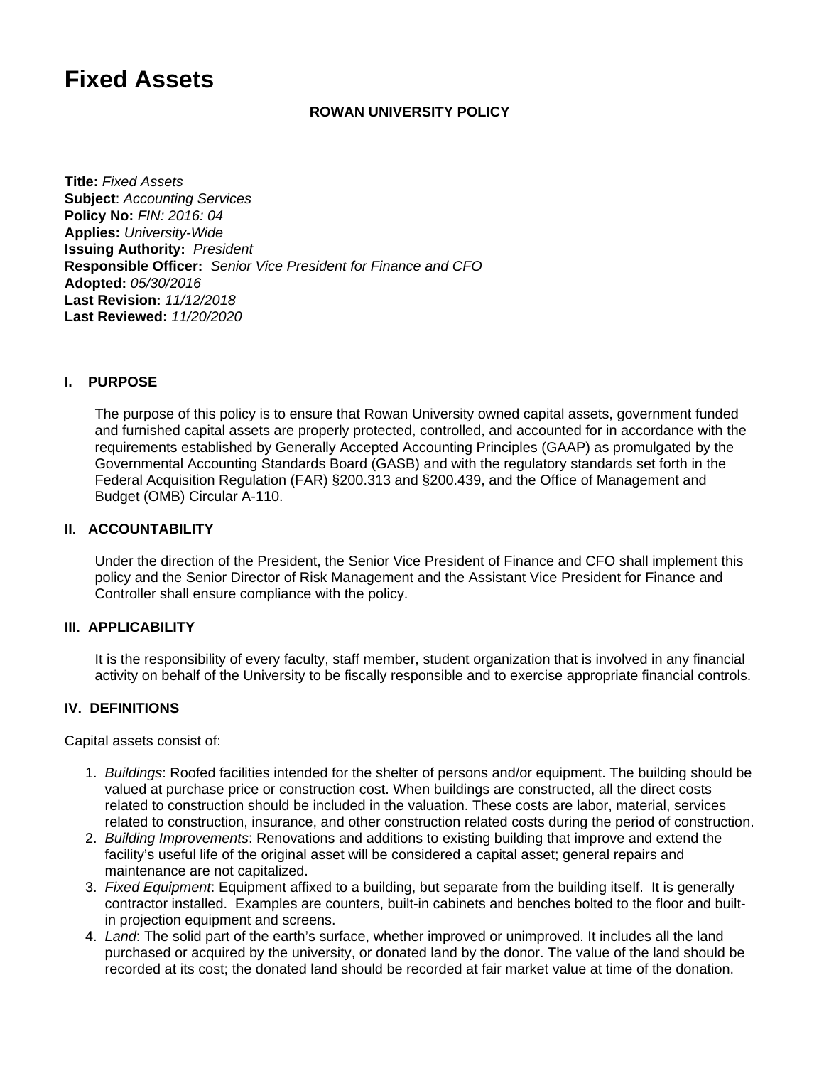# Fixed Assets

**ROWAN UNIVERSITY POLICY**

**Title:** *Fixed Assets*
**Subject**: *Accounting Services*
**Policy No:** *FIN: 2016: 04*
**Applies:** *University-Wide*
**Issuing Authority:** *President*
**Responsible Officer:** *Senior Vice President for Finance and CFO*
**Adopted:** *05/30/2016*
**Last Revision:** *11/12/2018*
**Last Reviewed:** *11/20/2020*

## I. PURPOSE

The purpose of this policy is to ensure that Rowan University owned capital assets, government funded and furnished capital assets are properly protected, controlled, and accounted for in accordance with the requirements established by Generally Accepted Accounting Principles (GAAP) as promulgated by the Governmental Accounting Standards Board (GASB) and with the regulatory standards set forth in the Federal Acquisition Regulation (FAR) §200.313 and §200.439, and the Office of Management and Budget (OMB) Circular A-110.

## II. ACCOUNTABILITY

Under the direction of the President, the Senior Vice President of Finance and CFO shall implement this policy and the Senior Director of Risk Management and the Assistant Vice President for Finance and Controller shall ensure compliance with the policy.

## III. APPLICABILITY

It is the responsibility of every faculty, staff member, student organization that is involved in any financial activity on behalf of the University to be fiscally responsible and to exercise appropriate financial controls.

## IV. DEFINITIONS

Capital assets consist of:

1. *Buildings*: Roofed facilities intended for the shelter of persons and/or equipment. The building should be valued at purchase price or construction cost. When buildings are constructed, all the direct costs related to construction should be included in the valuation. These costs are labor, material, services related to construction, insurance, and other construction related costs during the period of construction.
2. *Building Improvements*: Renovations and additions to existing building that improve and extend the facility's useful life of the original asset will be considered a capital asset; general repairs and maintenance are not capitalized.
3. *Fixed Equipment*: Equipment affixed to a building, but separate from the building itself. It is generally contractor installed. Examples are counters, built-in cabinets and benches bolted to the floor and built-in projection equipment and screens.
4. *Land*: The solid part of the earth's surface, whether improved or unimproved. It includes all the land purchased or acquired by the university, or donated land by the donor. The value of the land should be recorded at its cost; the donated land should be recorded at fair market value at time of the donation.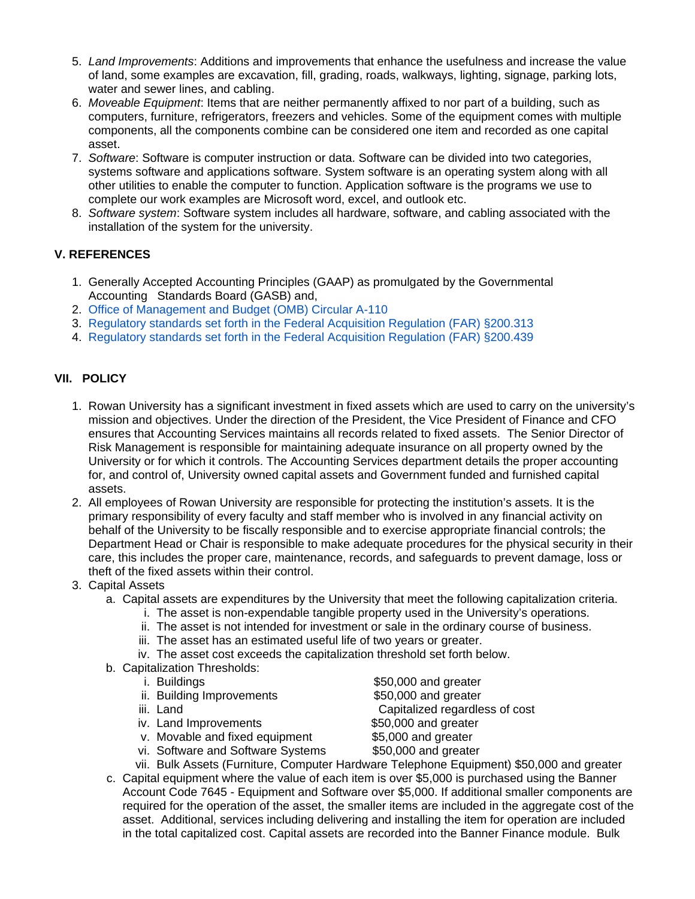5. *Land Improvements*: Additions and improvements that enhance the usefulness and increase the value of land, some examples are excavation, fill, grading, roads, walkways, lighting, signage, parking lots, water and sewer lines, and cabling.
6. *Moveable Equipment*: Items that are neither permanently affixed to nor part of a building, such as computers, furniture, refrigerators, freezers and vehicles. Some of the equipment comes with multiple components, all the components combine can be considered one item and recorded as one capital asset.
7. *Software*: Software is computer instruction or data. Software can be divided into two categories, systems software and applications software. System software is an operating system along with all other utilities to enable the computer to function. Application software is the programs we use to complete our work examples are Microsoft word, excel, and outlook etc.
8. *Software system*: Software system includes all hardware, software, and cabling associated with the installation of the system for the university.

## V. REFERENCES

1. Generally Accepted Accounting Principles (GAAP) as promulgated by the Governmental Accounting Standards Board (GASB) and,
2. Office of Management and Budget (OMB) Circular A-110
3. Regulatory standards set forth in the Federal Acquisition Regulation (FAR) §200.313
4. Regulatory standards set forth in the Federal Acquisition Regulation (FAR) §200.439

## VII. POLICY

1. Rowan University has a significant investment in fixed assets which are used to carry on the university's mission and objectives. Under the direction of the President, the Vice President of Finance and CFO ensures that Accounting Services maintains all records related to fixed assets. The Senior Director of Risk Management is responsible for maintaining adequate insurance on all property owned by the University or for which it controls. The Accounting Services department details the proper accounting for, and control of, University owned capital assets and Government funded and furnished capital assets.
2. All employees of Rowan University are responsible for protecting the institution's assets. It is the primary responsibility of every faculty and staff member who is involved in any financial activity on behalf of the University to be fiscally responsible and to exercise appropriate financial controls; the Department Head or Chair is responsible to make adequate procedures for the physical security in their care, this includes the proper care, maintenance, records, and safeguards to prevent damage, loss or theft of the fixed assets within their control.
3. Capital Assets
   a. Capital assets are expenditures by the University that meet the following capitalization criteria.
      i. The asset is non-expendable tangible property used in the University's operations.
      ii. The asset is not intended for investment or sale in the ordinary course of business.
      iii. The asset has an estimated useful life of two years or greater.
      iv. The asset cost exceeds the capitalization threshold set forth below.
   b. Capitalization Thresholds:
      i. Buildings $50,000 and greater
      ii. Building Improvements $50,000 and greater
      iii. Land Capitalized regardless of cost
      iv. Land Improvements $50,000 and greater
      v. Movable and fixed equipment $5,000 and greater
      vi. Software and Software Systems $50,000 and greater
      vii. Bulk Assets (Furniture, Computer Hardware Telephone Equipment) $50,000 and greater
   c. Capital equipment where the value of each item is over $5,000 is purchased using the Banner Account Code 7645 - Equipment and Software over $5,000. If additional smaller components are required for the operation of the asset, the smaller items are included in the aggregate cost of the asset. Additional, services including delivering and installing the item for operation are included in the total capitalized cost. Capital assets are recorded into the Banner Finance module. Bulk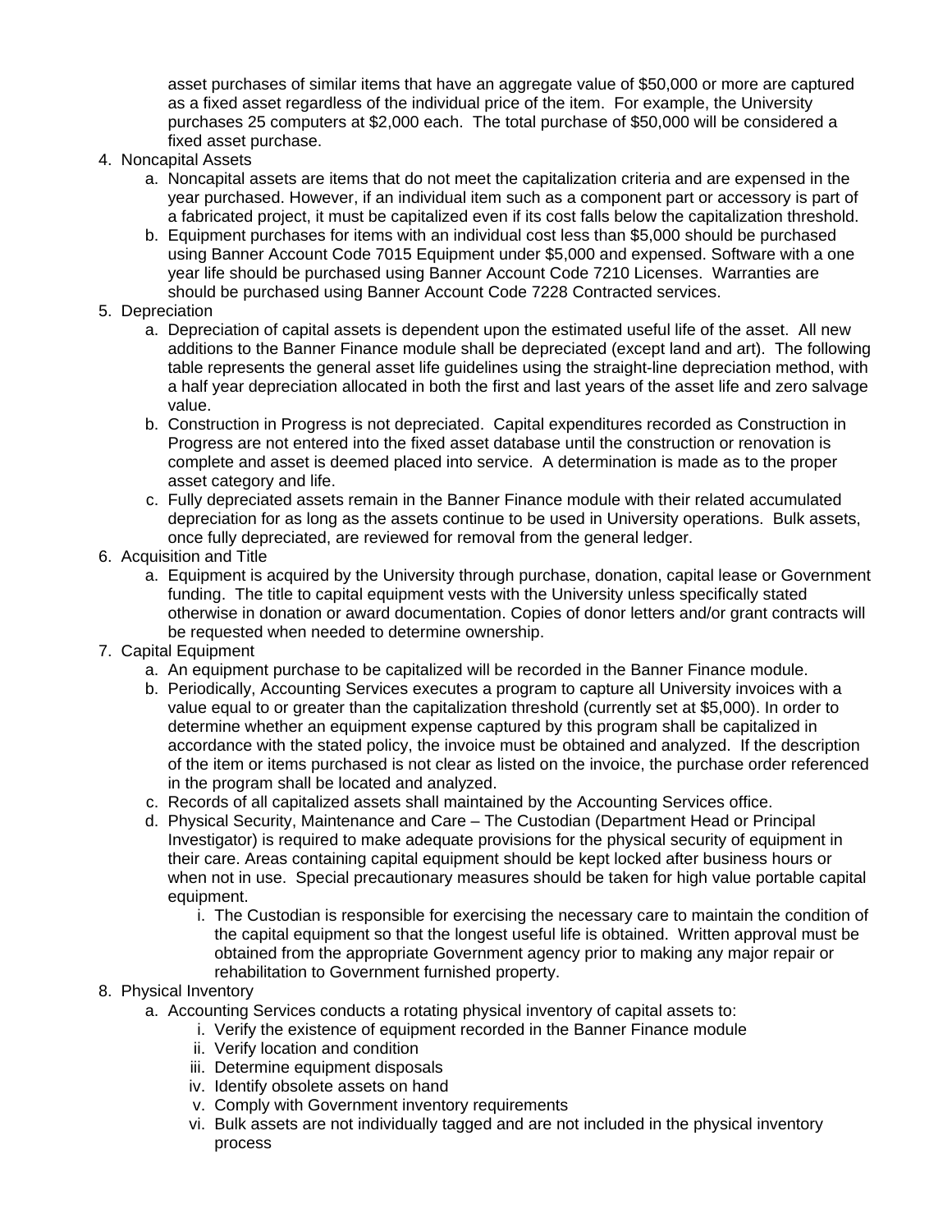asset purchases of similar items that have an aggregate value of $50,000 or more are captured as a fixed asset regardless of the individual price of the item. For example, the University purchases 25 computers at $2,000 each. The total purchase of $50,000 will be considered a fixed asset purchase.

4. Noncapital Assets
   a. Noncapital assets are items that do not meet the capitalization criteria and are expensed in the year purchased. However, if an individual item such as a component part or accessory is part of a fabricated project, it must be capitalized even if its cost falls below the capitalization threshold.
   b. Equipment purchases for items with an individual cost less than $5,000 should be purchased using Banner Account Code 7015 Equipment under $5,000 and expensed. Software with a one year life should be purchased using Banner Account Code 7210 Licenses. Warranties are should be purchased using Banner Account Code 7228 Contracted services.
5. Depreciation
   a. Depreciation of capital assets is dependent upon the estimated useful life of the asset. All new additions to the Banner Finance module shall be depreciated (except land and art). The following table represents the general asset life guidelines using the straight-line depreciation method, with a half year depreciation allocated in both the first and last years of the asset life and zero salvage value.
   b. Construction in Progress is not depreciated. Capital expenditures recorded as Construction in Progress are not entered into the fixed asset database until the construction or renovation is complete and asset is deemed placed into service. A determination is made as to the proper asset category and life.
   c. Fully depreciated assets remain in the Banner Finance module with their related accumulated depreciation for as long as the assets continue to be used in University operations. Bulk assets, once fully depreciated, are reviewed for removal from the general ledger.
6. Acquisition and Title
   a. Equipment is acquired by the University through purchase, donation, capital lease or Government funding. The title to capital equipment vests with the University unless specifically stated otherwise in donation or award documentation. Copies of donor letters and/or grant contracts will be requested when needed to determine ownership.
7. Capital Equipment
   a. An equipment purchase to be capitalized will be recorded in the Banner Finance module.
   b. Periodically, Accounting Services executes a program to capture all University invoices with a value equal to or greater than the capitalization threshold (currently set at $5,000). In order to determine whether an equipment expense captured by this program shall be capitalized in accordance with the stated policy, the invoice must be obtained and analyzed. If the description of the item or items purchased is not clear as listed on the invoice, the purchase order referenced in the program shall be located and analyzed.
   c. Records of all capitalized assets shall maintained by the Accounting Services office.
   d. Physical Security, Maintenance and Care – The Custodian (Department Head or Principal Investigator) is required to make adequate provisions for the physical security of equipment in their care. Areas containing capital equipment should be kept locked after business hours or when not in use. Special precautionary measures should be taken for high value portable capital equipment.
      i. The Custodian is responsible for exercising the necessary care to maintain the condition of the capital equipment so that the longest useful life is obtained. Written approval must be obtained from the appropriate Government agency prior to making any major repair or rehabilitation to Government furnished property.
8. Physical Inventory
   a. Accounting Services conducts a rotating physical inventory of capital assets to:
      i. Verify the existence of equipment recorded in the Banner Finance module
      ii. Verify location and condition
      iii. Determine equipment disposals
      iv. Identify obsolete assets on hand
      v. Comply with Government inventory requirements
      vi. Bulk assets are not individually tagged and are not included in the physical inventory process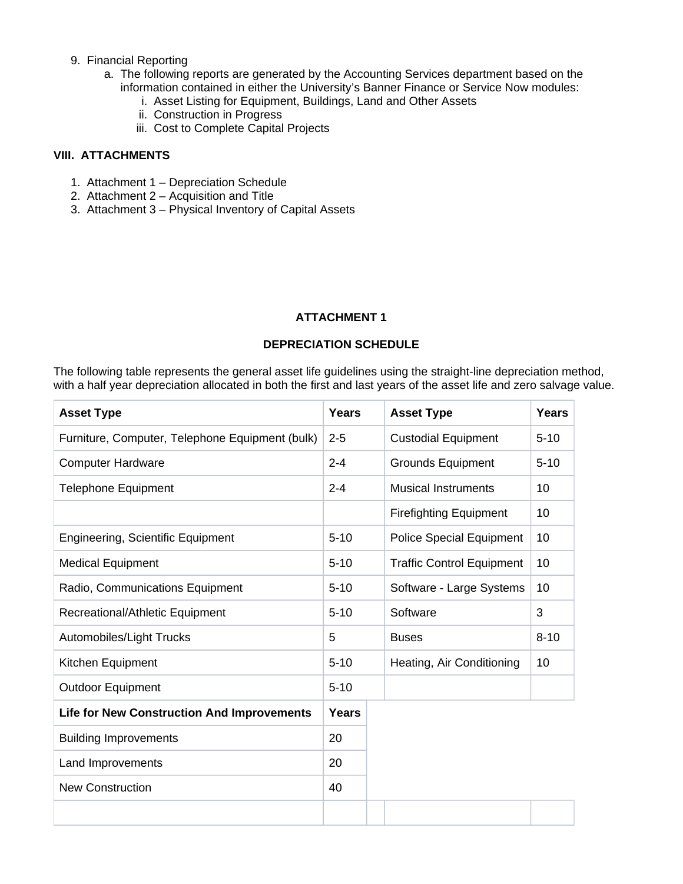9. Financial Reporting
    a. The following reports are generated by the Accounting Services department based on the information contained in either the University's Banner Finance or Service Now modules:
        i. Asset Listing for Equipment, Buildings, Land and Other Assets
        ii. Construction in Progress
        iii. Cost to Complete Capital Projects

## VIII. ATTACHMENTS

1. Attachment 1 – Depreciation Schedule
2. Attachment 2 – Acquisition and Title
3. Attachment 3 – Physical Inventory of Capital Assets

## ATTACHMENT 1

## DEPRECIATION SCHEDULE

The following table represents the general asset life guidelines using the straight-line depreciation method, with a half year depreciation allocated in both the first and last years of the asset life and zero salvage value.

| Asset Type | Years | Asset Type | Years |
|---|---|---|---|
| Furniture, Computer, Telephone Equipment (bulk) | 2-5 | Custodial Equipment | 5-10 |
| Computer Hardware | 2-4 | Grounds Equipment | 5-10 |
| Telephone Equipment | 2-4 | Musical Instruments | 10 |
| | | Firefighting Equipment | 10 |
| Engineering, Scientific Equipment | 5-10 | Police Special Equipment | 10 |
| Medical Equipment | 5-10 | Traffic Control Equipment | 10 |
| Radio, Communications Equipment | 5-10 | Software - Large Systems | 10 |
| Recreational/Athletic Equipment | 5-10 | Software | 3 |
| Automobiles/Light Trucks | 5 | Buses | 8-10 |
| Kitchen Equipment | 5-10 | Heating, Air Conditioning | 10 |
| Outdoor Equipment | 5-10 | | |
| **Life for New Construction And Improvements** | **Years** | | |
| Building Improvements | 20 | | |
| Land Improvements | 20 | | |
| New Construction | 40 | | |
| | | | |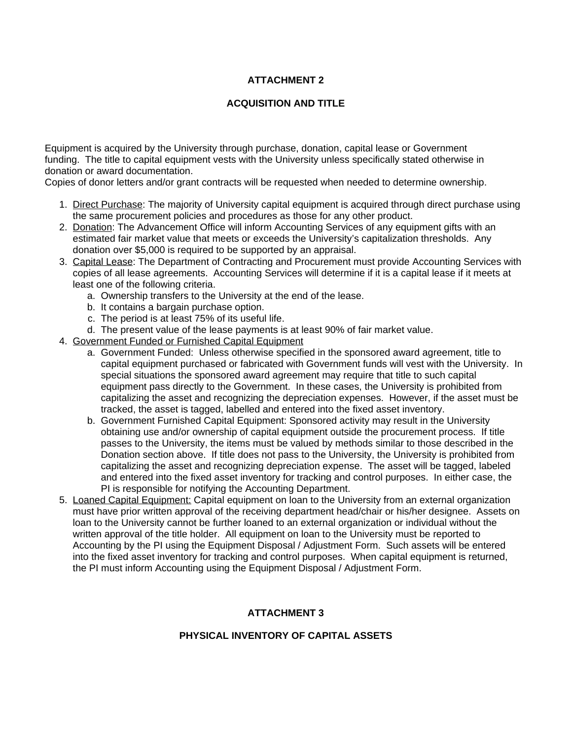## ATTACHMENT 2

## ACQUISITION AND TITLE

Equipment is acquired by the University through purchase, donation, capital lease or Government funding. The title to capital equipment vests with the University unless specifically stated otherwise in donation or award documentation.
Copies of donor letters and/or grant contracts will be requested when needed to determine ownership.

1. Direct Purchase: The majority of University capital equipment is acquired through direct purchase using the same procurement policies and procedures as those for any other product.
2. Donation: The Advancement Office will inform Accounting Services of any equipment gifts with an estimated fair market value that meets or exceeds the University's capitalization thresholds. Any donation over $5,000 is required to be supported by an appraisal.
3. Capital Lease: The Department of Contracting and Procurement must provide Accounting Services with copies of all lease agreements. Accounting Services will determine if it is a capital lease if it meets at least one of the following criteria.
    a. Ownership transfers to the University at the end of the lease.
    b. It contains a bargain purchase option.
    c. The period is at least 75% of its useful life.
    d. The present value of the lease payments is at least 90% of fair market value.
4. Government Funded or Furnished Capital Equipment
    a. Government Funded: Unless otherwise specified in the sponsored award agreement, title to capital equipment purchased or fabricated with Government funds will vest with the University. In special situations the sponsored award agreement may require that title to such capital equipment pass directly to the Government. In these cases, the University is prohibited from capitalizing the asset and recognizing the depreciation expenses. However, if the asset must be tracked, the asset is tagged, labelled and entered into the fixed asset inventory.
    b. Government Furnished Capital Equipment: Sponsored activity may result in the University obtaining use and/or ownership of capital equipment outside the procurement process. If title passes to the University, the items must be valued by methods similar to those described in the Donation section above. If title does not pass to the University, the University is prohibited from capitalizing the asset and recognizing depreciation expense. The asset will be tagged, labeled and entered into the fixed asset inventory for tracking and control purposes. In either case, the PI is responsible for notifying the Accounting Department.
5. Loaned Capital Equipment: Capital equipment on loan to the University from an external organization must have prior written approval of the receiving department head/chair or his/her designee. Assets on loan to the University cannot be further loaned to an external organization or individual without the written approval of the title holder. All equipment on loan to the University must be reported to Accounting by the PI using the Equipment Disposal / Adjustment Form. Such assets will be entered into the fixed asset inventory for tracking and control purposes. When capital equipment is returned, the PI must inform Accounting using the Equipment Disposal / Adjustment Form.

## ATTACHMENT 3

## PHYSICAL INVENTORY OF CAPITAL ASSETS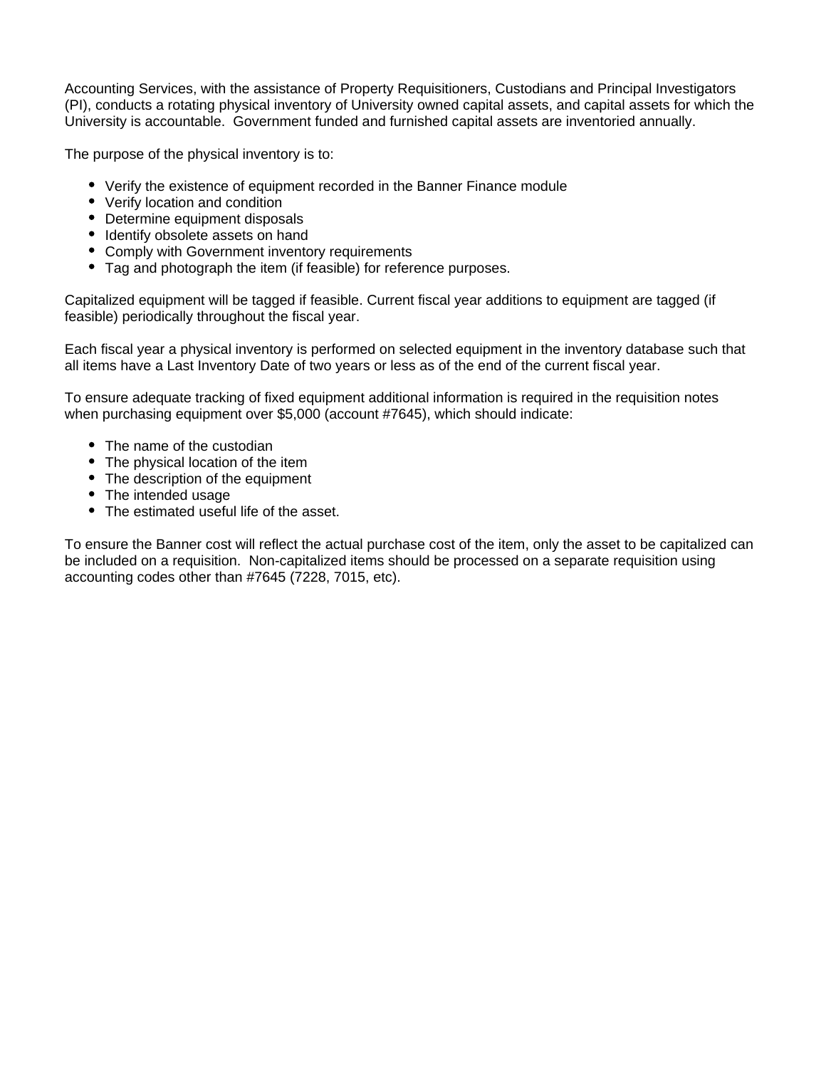Accounting Services, with the assistance of Property Requisitioners, Custodians and Principal Investigators (PI), conducts a rotating physical inventory of University owned capital assets, and capital assets for which the University is accountable.  Government funded and furnished capital assets are inventoried annually.

The purpose of the physical inventory is to:

- Verify the existence of equipment recorded in the Banner Finance module
- Verify location and condition
- Determine equipment disposals
- Identify obsolete assets on hand
- Comply with Government inventory requirements
- Tag and photograph the item (if feasible) for reference purposes.

Capitalized equipment will be tagged if feasible. Current fiscal year additions to equipment are tagged (if feasible) periodically throughout the fiscal year.

Each fiscal year a physical inventory is performed on selected equipment in the inventory database such that all items have a Last Inventory Date of two years or less as of the end of the current fiscal year.

To ensure adequate tracking of fixed equipment additional information is required in the requisition notes when purchasing equipment over $5,000 (account #7645), which should indicate:

- The name of the custodian
- The physical location of the item
- The description of the equipment
- The intended usage
- The estimated useful life of the asset.

To ensure the Banner cost will reflect the actual purchase cost of the item, only the asset to be capitalized can be included on a requisition.  Non-capitalized items should be processed on a separate requisition using accounting codes other than #7645 (7228, 7015, etc).